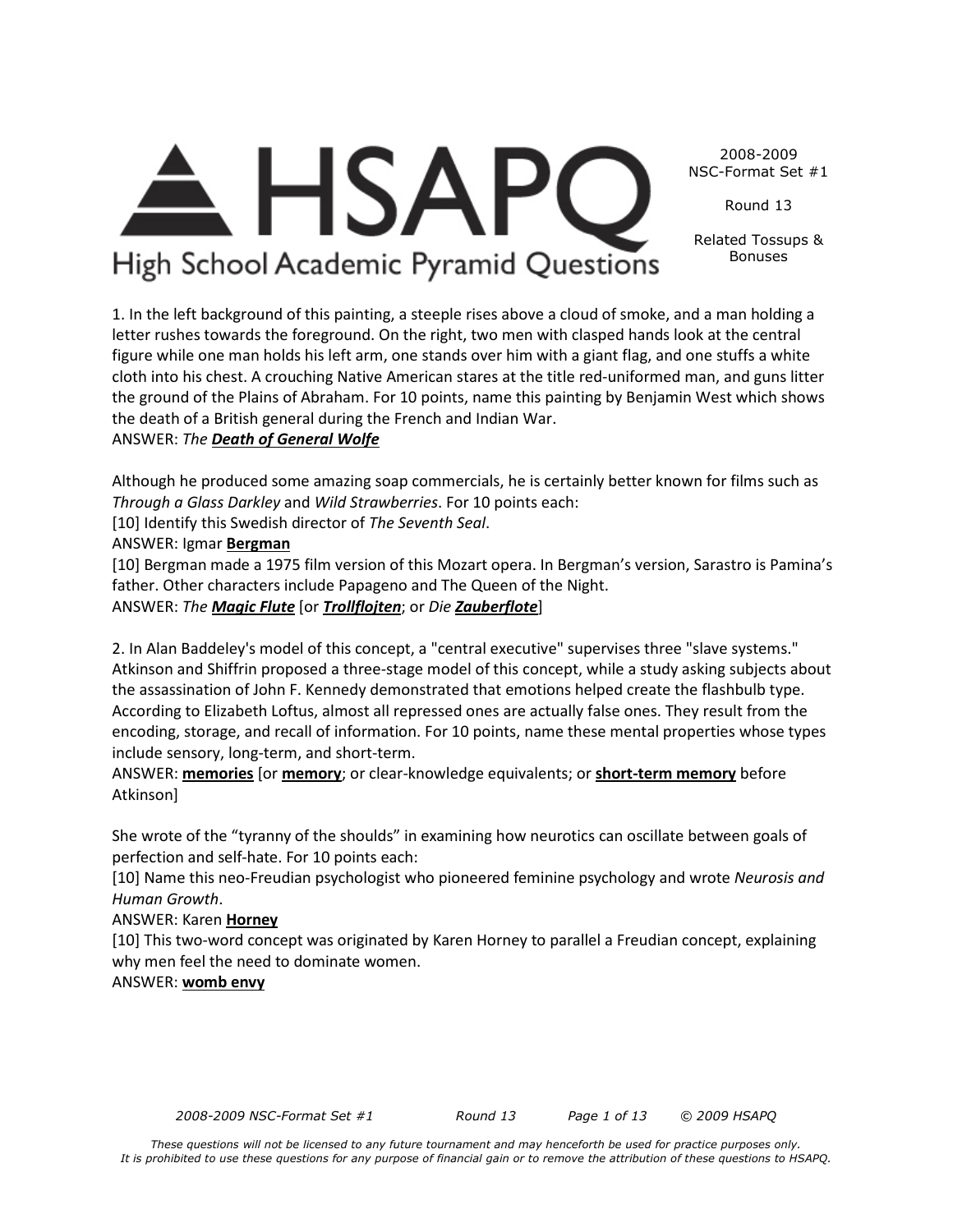# HSAPQ

High School Academic Pyramid Questions

2008-2009
NSC-Format Set #1

Round 13

Related Tossups & Bonuses

1. In the left background of this painting, a steeple rises above a cloud of smoke, and a man holding a letter rushes towards the foreground. On the right, two men with clasped hands look at the central figure while one man holds his left arm, one stands over him with a giant flag, and one stuffs a white cloth into his chest. A crouching Native American stares at the title red-uniformed man, and guns litter the ground of the Plains of Abraham. For 10 points, name this painting by Benjamin West which shows the death of a British general during the French and Indian War.
ANSWER: *The **Death of General Wolfe***

Although he produced some amazing soap commercials, he is certainly better known for films such as *Through a Glass Darkley* and *Wild Strawberries*. For 10 points each:
[10] Identify this Swedish director of *The Seventh Seal*.
ANSWER: Igmar **Bergman**
[10] Bergman made a 1975 film version of this Mozart opera. In Bergman's version, Sarastro is Pamina's father. Other characters include Papageno and The Queen of the Night.
ANSWER: *The **Magic Flute*** [or ***Trollflojten***; or *Die **Zauberflote***]

2. In Alan Baddeley's model of this concept, a "central executive" supervises three "slave systems." Atkinson and Shiffrin proposed a three-stage model of this concept, while a study asking subjects about the assassination of John F. Kennedy demonstrated that emotions helped create the flashbulb type. According to Elizabeth Loftus, almost all repressed ones are actually false ones. They result from the encoding, storage, and recall of information. For 10 points, name these mental properties whose types include sensory, long-term, and short-term.
ANSWER: **memories** [or **memory**; or clear-knowledge equivalents; or **short-term memory** before Atkinson]

She wrote of the "tyranny of the shoulds" in examining how neurotics can oscillate between goals of perfection and self-hate. For 10 points each:
[10] Name this neo-Freudian psychologist who pioneered feminine psychology and wrote *Neurosis and Human Growth*.
ANSWER: Karen **Horney**
[10] This two-word concept was originated by Karen Horney to parallel a Freudian concept, explaining why men feel the need to dominate women.
ANSWER: **womb envy**

*These questions will not be licensed to any future tournament and may henceforth be used for practice purposes only.*
*It is prohibited to use these questions for any purpose of financial gain or to remove the attribution of these questions to HSAPQ.*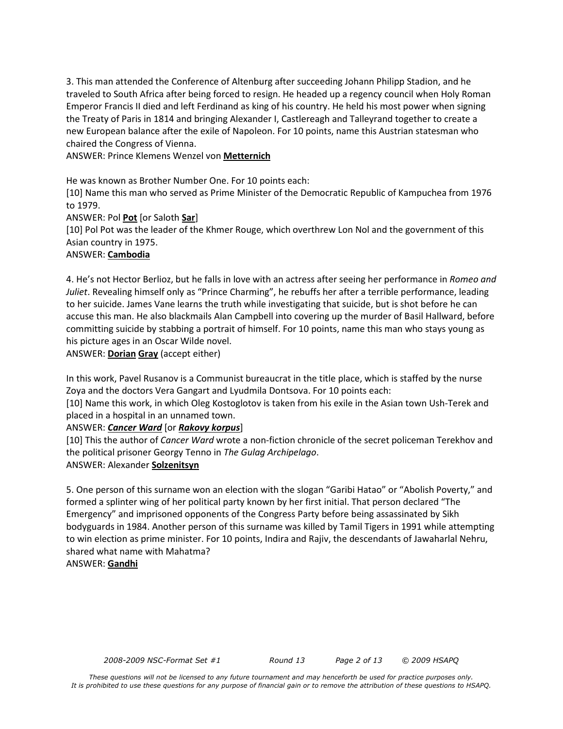3. This man attended the Conference of Altenburg after succeeding Johann Philipp Stadion, and he traveled to South Africa after being forced to resign. He headed up a regency council when Holy Roman Emperor Francis II died and left Ferdinand as king of his country. He held his most power when signing the Treaty of Paris in 1814 and bringing Alexander I, Castlereagh and Talleyrand together to create a new European balance after the exile of Napoleon. For 10 points, name this Austrian statesman who chaired the Congress of Vienna.

ANSWER: Prince Klemens Wenzel von **Metternich**

He was known as Brother Number One. For 10 points each:

[10] Name this man who served as Prime Minister of the Democratic Republic of Kampuchea from 1976 to 1979.

ANSWER: Pol **Pot** [or Saloth **Sar**]

[10] Pol Pot was the leader of the Khmer Rouge, which overthrew Lon Nol and the government of this Asian country in 1975.

ANSWER: **Cambodia**

4. He's not Hector Berlioz, but he falls in love with an actress after seeing her performance in *Romeo and Juliet*. Revealing himself only as "Prince Charming", he rebuffs her after a terrible performance, leading to her suicide. James Vane learns the truth while investigating that suicide, but is shot before he can accuse this man. He also blackmails Alan Campbell into covering up the murder of Basil Hallward, before committing suicide by stabbing a portrait of himself. For 10 points, name this man who stays young as his picture ages in an Oscar Wilde novel.

ANSWER: **Dorian** **Gray** (accept either)

In this work, Pavel Rusanov is a Communist bureaucrat in the title place, which is staffed by the nurse Zoya and the doctors Vera Gangart and Lyudmila Dontsova. For 10 points each:

[10] Name this work, in which Oleg Kostoglotov is taken from his exile in the Asian town Ush-Terek and placed in a hospital in an unnamed town.

ANSWER: ***Cancer Ward*** [or ***Rakovy korpus***]

[10] This the author of *Cancer Ward* wrote a non-fiction chronicle of the secret policeman Terekhov and the political prisoner Georgy Tenno in *The Gulag Archipelago*.

ANSWER: Alexander **Solzenitsyn**

5. One person of this surname won an election with the slogan "Garibi Hatao" or "Abolish Poverty," and formed a splinter wing of her political party known by her first initial. That person declared "The Emergency" and imprisoned opponents of the Congress Party before being assassinated by Sikh bodyguards in 1984. Another person of this surname was killed by Tamil Tigers in 1991 while attempting to win election as prime minister. For 10 points, Indira and Rajiv, the descendants of Jawaharlal Nehru, shared what name with Mahatma?

ANSWER: **Gandhi**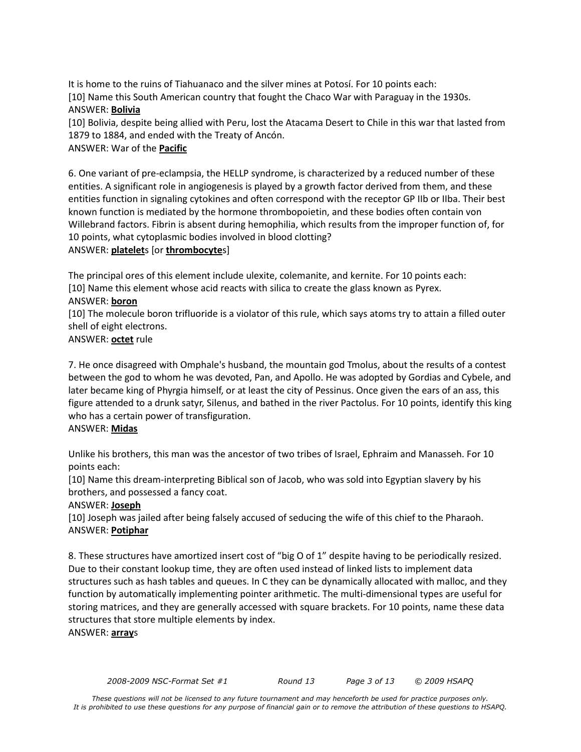It is home to the ruins of Tiahuanaco and the silver mines at Potosí. For 10 points each:

[10] Name this South American country that fought the Chaco War with Paraguay in the 1930s.

ANSWER: **Bolivia**

[10] Bolivia, despite being allied with Peru, lost the Atacama Desert to Chile in this war that lasted from 1879 to 1884, and ended with the Treaty of Ancón.

ANSWER: War of the **Pacific**

6. One variant of pre-eclampsia, the HELLP syndrome, is characterized by a reduced number of these entities. A significant role in angiogenesis is played by a growth factor derived from them, and these entities function in signaling cytokines and often correspond with the receptor GP IIb or IIba. Their best known function is mediated by the hormone thrombopoietin, and these bodies often contain von Willebrand factors. Fibrin is absent during hemophilia, which results from the improper function of, for 10 points, what cytoplasmic bodies involved in blood clotting?

ANSWER: **platelet**s [or **thrombocyte**s]

The principal ores of this element include ulexite, colemanite, and kernite. For 10 points each:

[10] Name this element whose acid reacts with silica to create the glass known as Pyrex.

ANSWER: **boron**

[10] The molecule boron trifluoride is a violator of this rule, which says atoms try to attain a filled outer shell of eight electrons.

ANSWER: **octet** rule

7. He once disagreed with Omphale's husband, the mountain god Tmolus, about the results of a contest between the god to whom he was devoted, Pan, and Apollo. He was adopted by Gordias and Cybele, and later became king of Phyrgia himself, or at least the city of Pessinus. Once given the ears of an ass, this figure attended to a drunk satyr, Silenus, and bathed in the river Pactolus. For 10 points, identify this king who has a certain power of transfiguration.

ANSWER: **Midas**

Unlike his brothers, this man was the ancestor of two tribes of Israel, Ephraim and Manasseh. For 10 points each:

[10] Name this dream-interpreting Biblical son of Jacob, who was sold into Egyptian slavery by his brothers, and possessed a fancy coat.

ANSWER: **Joseph**

[10] Joseph was jailed after being falsely accused of seducing the wife of this chief to the Pharaoh.

ANSWER: **Potiphar**

8. These structures have amortized insert cost of "big O of 1" despite having to be periodically resized. Due to their constant lookup time, they are often used instead of linked lists to implement data structures such as hash tables and queues. In C they can be dynamically allocated with malloc, and they function by automatically implementing pointer arithmetic. The multi-dimensional types are useful for storing matrices, and they are generally accessed with square brackets. For 10 points, name these data structures that store multiple elements by index.

ANSWER: **array**s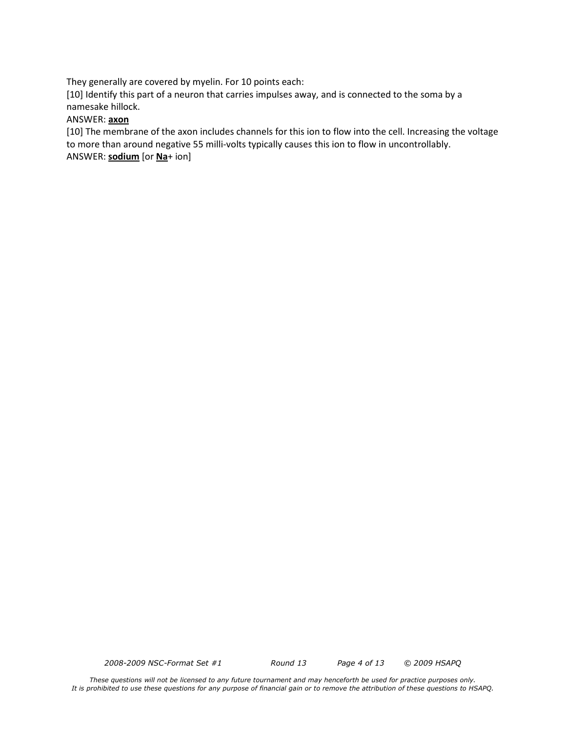They generally are covered by myelin. For 10 points each:

[10] Identify this part of a neuron that carries impulses away, and is connected to the soma by a namesake hillock.

ANSWER: **<u>axon</u>**

[10] The membrane of the axon includes channels for this ion to flow into the cell. Increasing the voltage to more than around negative 55 milli-volts typically causes this ion to flow in uncontrollably.

ANSWER: **<u>sodium</u>** [or **<u>Na</u>**+ ion]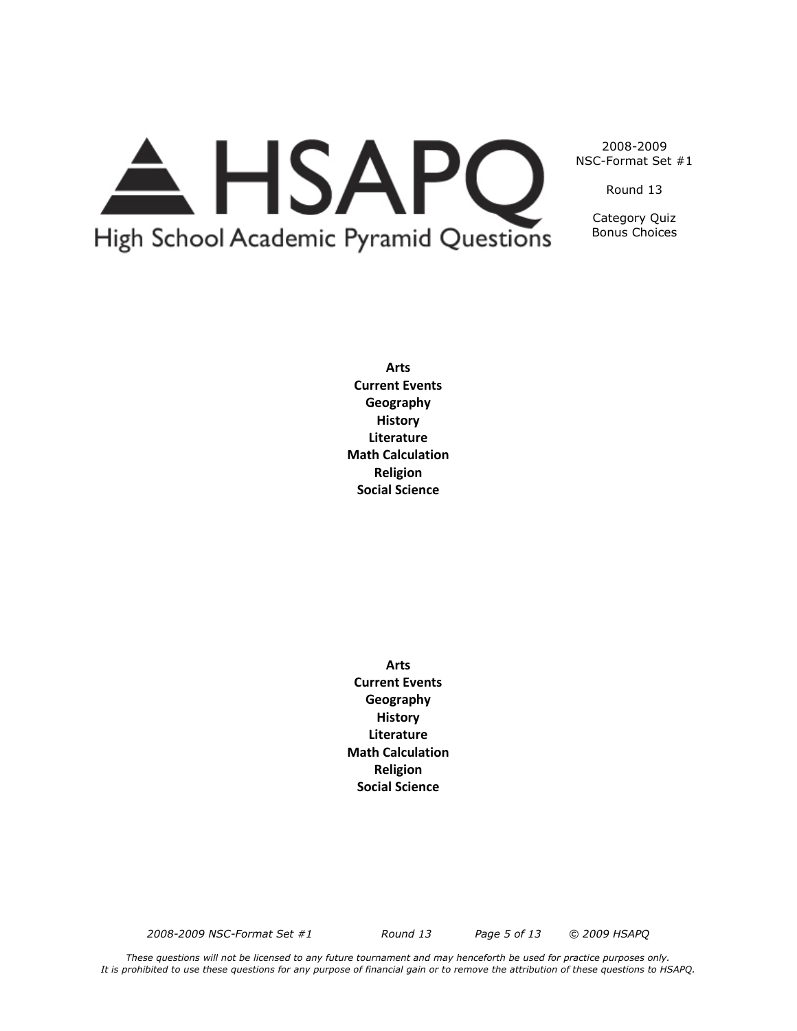HSAPQ

High School Academic Pyramid Questions

2008-2009
NSC-Format Set #1

Round 13

Category Quiz
Bonus Choices

**Arts**
**Current Events**
**Geography**
**History**
**Literature**
**Math Calculation**
**Religion**
**Social Science**

**Arts**
**Current Events**
**Geography**
**History**
**Literature**
**Math Calculation**
**Religion**
**Social Science**

*These questions will not be licensed to any future tournament and may henceforth be used for practice purposes only.*
*It is prohibited to use these questions for any purpose of financial gain or to remove the attribution of these questions to HSAPQ.*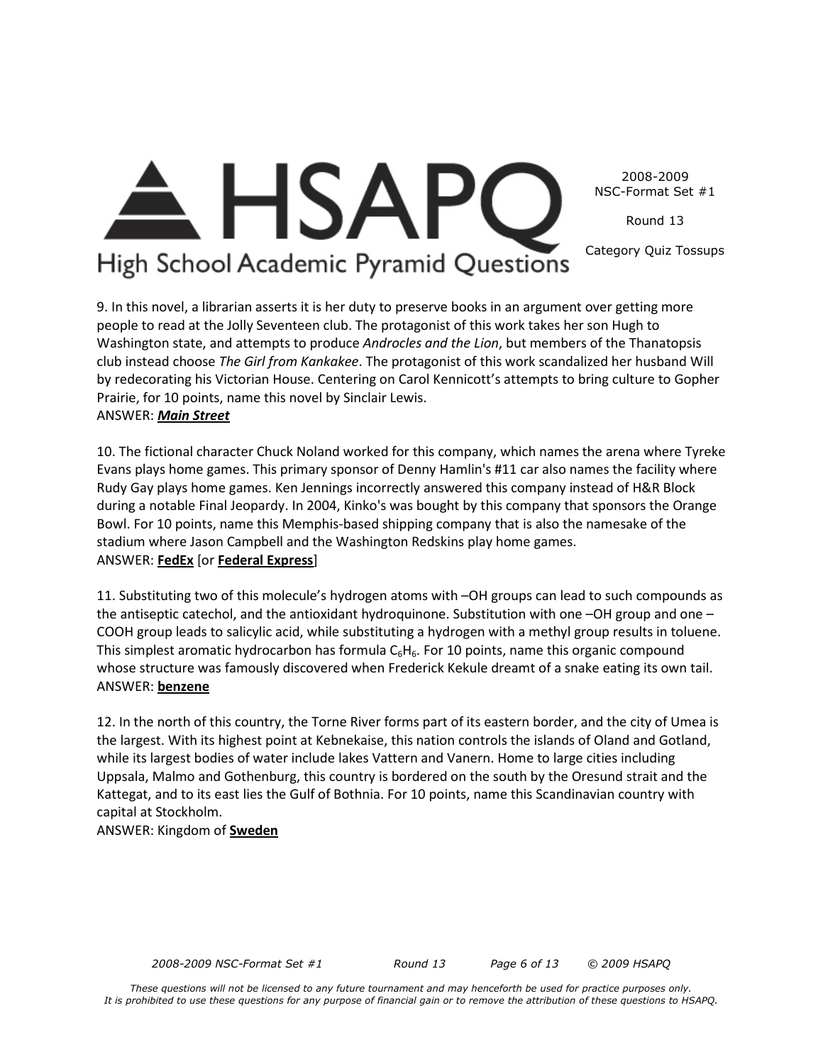9. In this novel, a librarian asserts it is her duty to preserve books in an argument over getting more people to read at the Jolly Seventeen club. The protagonist of this work takes her son Hugh to Washington state, and attempts to produce *Androcles and the Lion*, but members of the Thanatopsis club instead choose *The Girl from Kankakee*. The protagonist of this work scandalized her husband Will by redecorating his Victorian House. Centering on Carol Kennicott's attempts to bring culture to Gopher Prairie, for 10 points, name this novel by Sinclair Lewis.
ANSWER: ***Main Street***

10. The fictional character Chuck Noland worked for this company, which names the arena where Tyreke Evans plays home games. This primary sponsor of Denny Hamlin's #11 car also names the facility where Rudy Gay plays home games. Ken Jennings incorrectly answered this company instead of H&R Block during a notable Final Jeopardy. In 2004, Kinko's was bought by this company that sponsors the Orange Bowl. For 10 points, name this Memphis-based shipping company that is also the namesake of the stadium where Jason Campbell and the Washington Redskins play home games.
ANSWER: **FedEx** [or **Federal Express**]

11. Substituting two of this molecule's hydrogen atoms with –OH groups can lead to such compounds as the antiseptic catechol, and the antioxidant hydroquinone. Substitution with one –OH group and one –COOH group leads to salicylic acid, while substituting a hydrogen with a methyl group results in toluene. This simplest aromatic hydrocarbon has formula $C_6H_6$. For 10 points, name this organic compound whose structure was famously discovered when Frederick Kekule dreamt of a snake eating its own tail.
ANSWER: **benzene**

12. In the north of this country, the Torne River forms part of its eastern border, and the city of Umea is the largest. With its highest point at Kebnekaise, this nation controls the islands of Oland and Gotland, while its largest bodies of water include lakes Vattern and Vanern. Home to large cities including Uppsala, Malmo and Gothenburg, this country is bordered on the south by the Oresund strait and the Kattegat, and to its east lies the Gulf of Bothnia. For 10 points, name this Scandinavian country with capital at Stockholm.
ANSWER: Kingdom of **Sweden**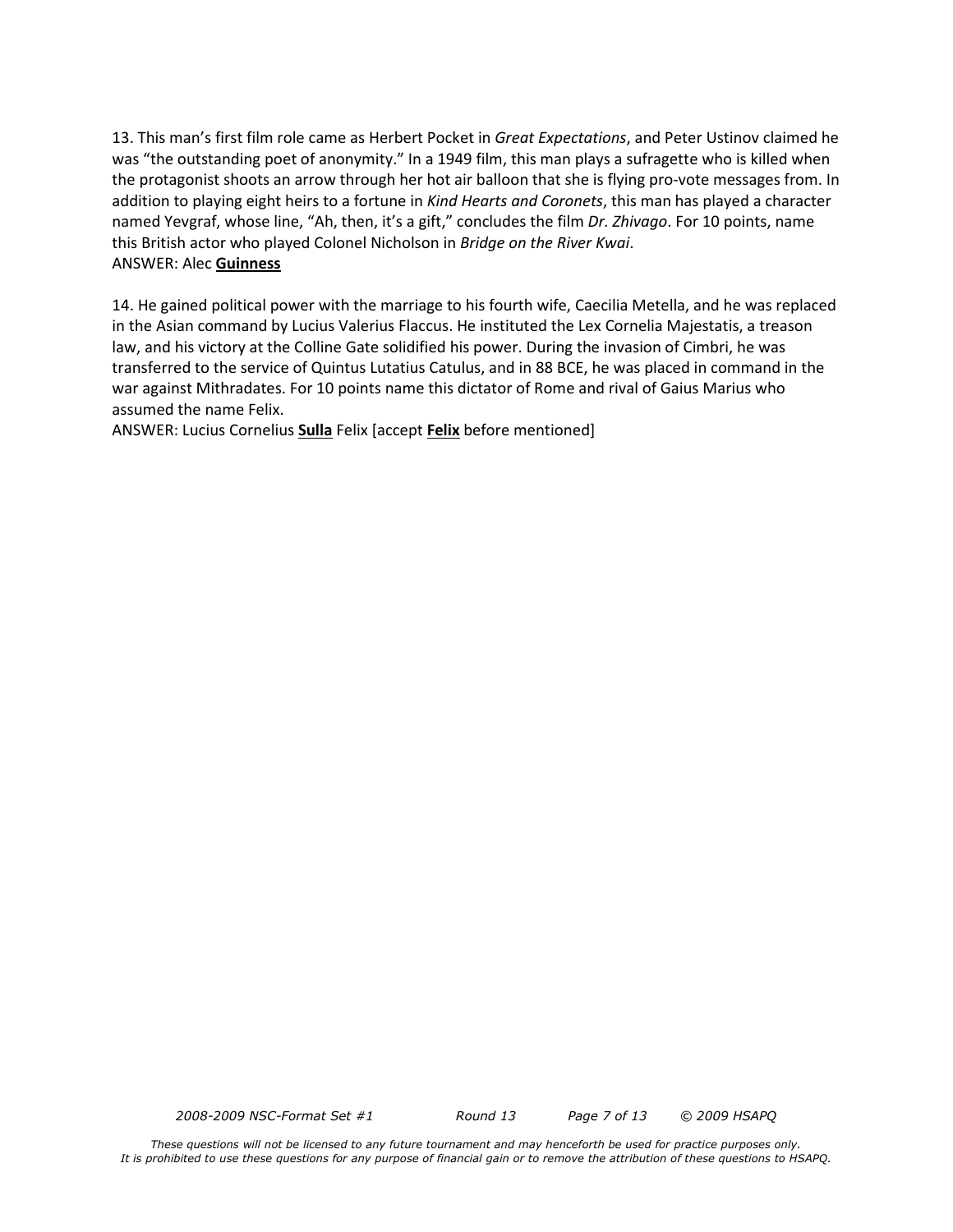13. This man's first film role came as Herbert Pocket in *Great Expectations*, and Peter Ustinov claimed he was "the outstanding poet of anonymity." In a 1949 film, this man plays a sufragette who is killed when the protagonist shoots an arrow through her hot air balloon that she is flying pro-vote messages from. In addition to playing eight heirs to a fortune in *Kind Hearts and Coronets*, this man has played a character named Yevgraf, whose line, "Ah, then, it's a gift," concludes the film *Dr. Zhivago*. For 10 points, name this British actor who played Colonel Nicholson in *Bridge on the River Kwai*.
ANSWER: Alec **Guinness**

14. He gained political power with the marriage to his fourth wife, Caecilia Metella, and he was replaced in the Asian command by Lucius Valerius Flaccus. He instituted the Lex Cornelia Majestatis, a treason law, and his victory at the Colline Gate solidified his power. During the invasion of Cimbri, he was transferred to the service of Quintus Lutatius Catulus, and in 88 BCE, he was placed in command in the war against Mithradates. For 10 points name this dictator of Rome and rival of Gaius Marius who assumed the name Felix.
ANSWER: Lucius Cornelius **Sulla** Felix [accept **Felix** before mentioned]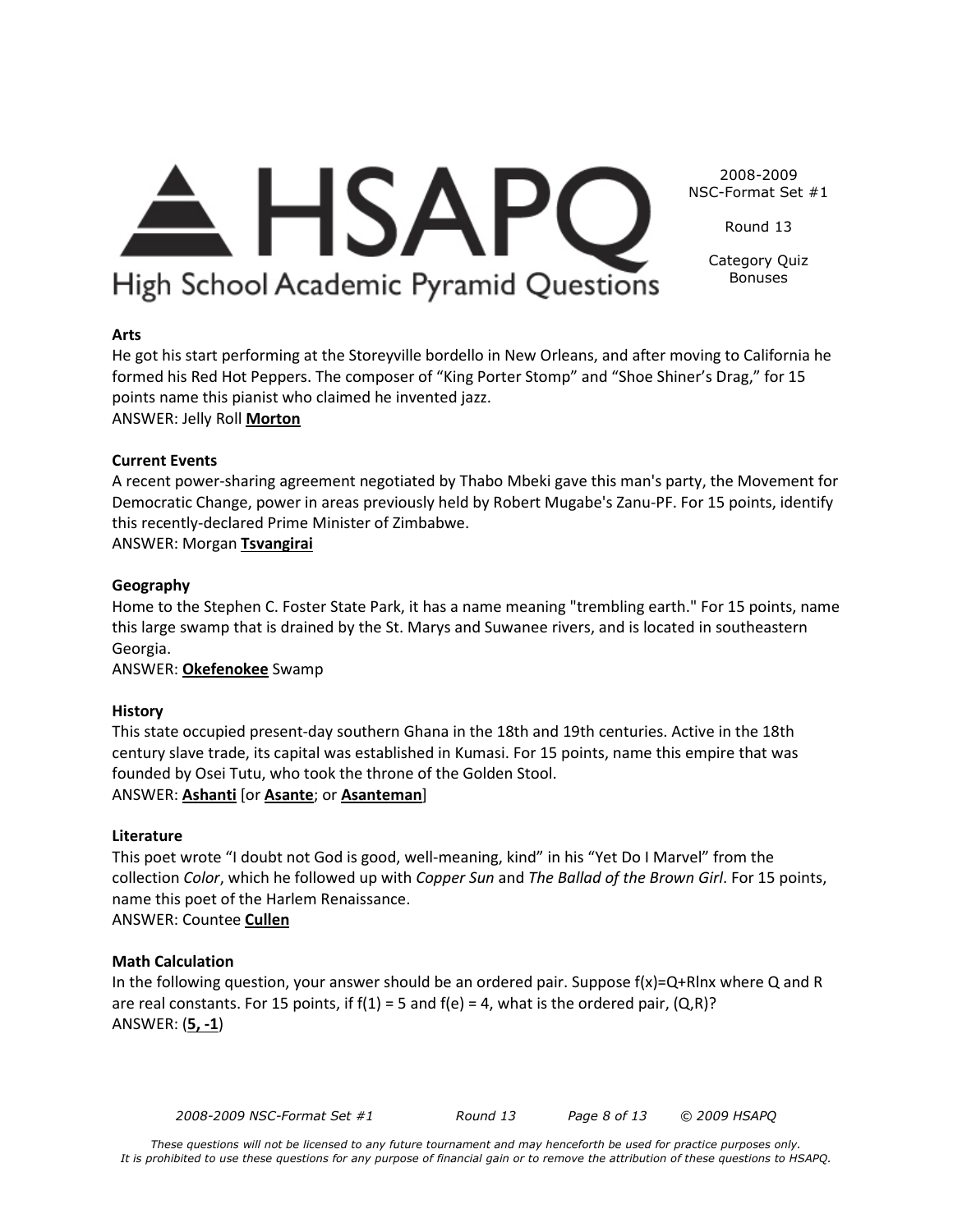2008-2009 NSC-Format Set #1

Round 13

Category Quiz Bonuses

**Arts**

He got his start performing at the Storeyville bordello in New Orleans, and after moving to California he formed his Red Hot Peppers. The composer of "King Porter Stomp" and "Shoe Shiner's Drag," for 15 points name this pianist who claimed he invented jazz.

ANSWER: Jelly Roll **Morton**

**Current Events**

A recent power-sharing agreement negotiated by Thabo Mbeki gave this man's party, the Movement for Democratic Change, power in areas previously held by Robert Mugabe's Zanu-PF. For 15 points, identify this recently-declared Prime Minister of Zimbabwe.

ANSWER: Morgan **Tsvangirai**

**Geography**

Home to the Stephen C. Foster State Park, it has a name meaning "trembling earth." For 15 points, name this large swamp that is drained by the St. Marys and Suwanee rivers, and is located in southeastern Georgia.

ANSWER: **Okefenokee** Swamp

**History**

This state occupied present-day southern Ghana in the 18th and 19th centuries. Active in the 18th century slave trade, its capital was established in Kumasi. For 15 points, name this empire that was founded by Osei Tutu, who took the throne of the Golden Stool.

ANSWER: **Ashanti** [or **Asante**; or **Asanteman**]

**Literature**

This poet wrote "I doubt not God is good, well-meaning, kind" in his "Yet Do I Marvel" from the collection *Color*, which he followed up with *Copper Sun* and *The Ballad of the Brown Girl*. For 15 points, name this poet of the Harlem Renaissance.

ANSWER: Countee **Cullen**

**Math Calculation**

In the following question, your answer should be an ordered pair. Suppose $f(x)=Q+R\ln x$ where Q and R are real constants. For 15 points, if $f(1) = 5$ and $f(e) = 4$, what is the ordered pair, (Q,R)?

ANSWER: (**5, -1**)

*These questions will not be licensed to any future tournament and may henceforth be used for practice purposes only. It is prohibited to use these questions for any purpose of financial gain or to remove the attribution of these questions to HSAPQ.*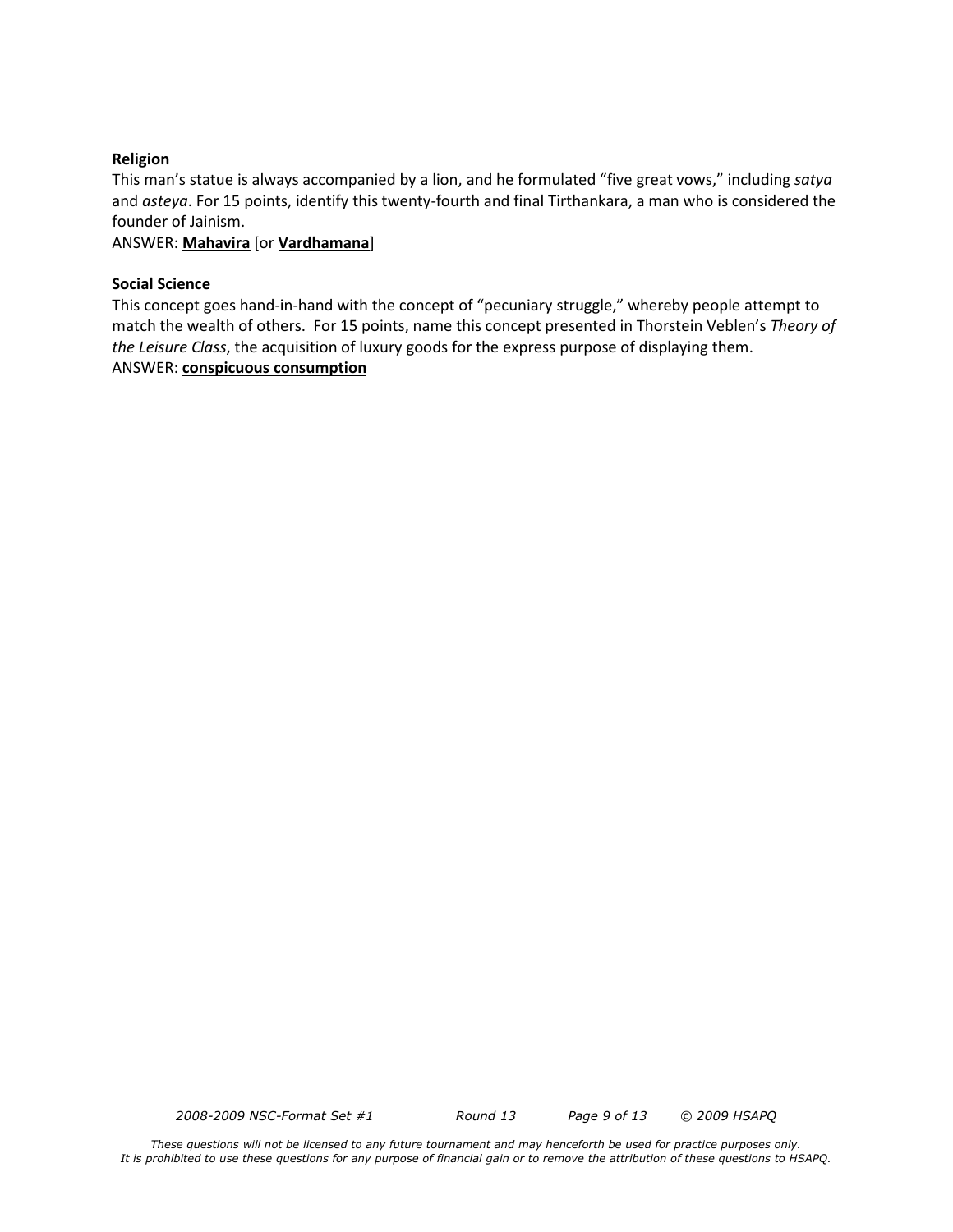**Religion**

This man's statue is always accompanied by a lion, and he formulated "five great vows," including *satya* and *asteya*. For 15 points, identify this twenty-fourth and final Tirthankara, a man who is considered the founder of Jainism.

ANSWER: **Mahavira** [or **Vardhamana**]

**Social Science**

This concept goes hand-in-hand with the concept of "pecuniary struggle," whereby people attempt to match the wealth of others. For 15 points, name this concept presented in Thorstein Veblen's *Theory of the Leisure Class*, the acquisition of luxury goods for the express purpose of displaying them.

ANSWER: **conspicuous consumption**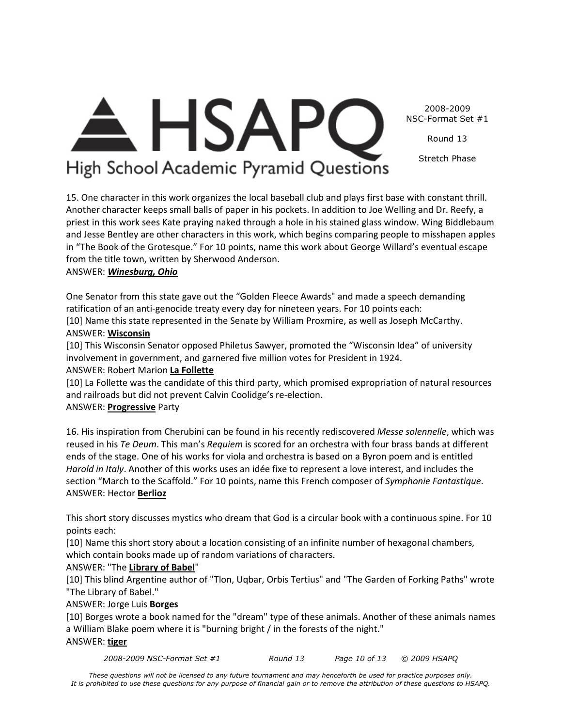15. One character in this work organizes the local baseball club and plays first base with constant thrill. Another character keeps small balls of paper in his pockets. In addition to Joe Welling and Dr. Reefy, a priest in this work sees Kate praying naked through a hole in his stained glass window. Wing Biddlebaum and Jesse Bentley are other characters in this work, which begins comparing people to misshapen apples in "The Book of the Grotesque." For 10 points, name this work about George Willard's eventual escape from the title town, written by Sherwood Anderson.
ANSWER: ***Winesburg, Ohio***

One Senator from this state gave out the "Golden Fleece Awards" and made a speech demanding ratification of an anti-genocide treaty every day for nineteen years. For 10 points each:
[10] Name this state represented in the Senate by William Proxmire, as well as Joseph McCarthy.
ANSWER: **Wisconsin**
[10] This Wisconsin Senator opposed Philetus Sawyer, promoted the "Wisconsin Idea" of university involvement in government, and garnered five million votes for President in 1924.
ANSWER: Robert Marion **La Follette**
[10] La Follette was the candidate of this third party, which promised expropriation of natural resources and railroads but did not prevent Calvin Coolidge's re-election.
ANSWER: **Progressive** Party

16. His inspiration from Cherubini can be found in his recently rediscovered *Messe solennelle*, which was reused in his *Te Deum*. This man's *Requiem* is scored for an orchestra with four brass bands at different ends of the stage. One of his works for viola and orchestra is based on a Byron poem and is entitled *Harold in Italy*. Another of this works uses an idée fixe to represent a love interest, and includes the section "March to the Scaffold." For 10 points, name this French composer of *Symphonie Fantastique*.
ANSWER: Hector **Berlioz**

This short story discusses mystics who dream that God is a circular book with a continuous spine. For 10 points each:
[10] Name this short story about a location consisting of an infinite number of hexagonal chambers, which contain books made up of random variations of characters.
ANSWER: "The **Library of Babel**"
[10] This blind Argentine author of "Tlon, Uqbar, Orbis Tertius" and "The Garden of Forking Paths" wrote "The Library of Babel."
ANSWER: Jorge Luis **Borges**
[10] Borges wrote a book named for the "dream" type of these animals. Another of these animals names a William Blake poem where it is "burning bright / in the forests of the night."
ANSWER: **tiger**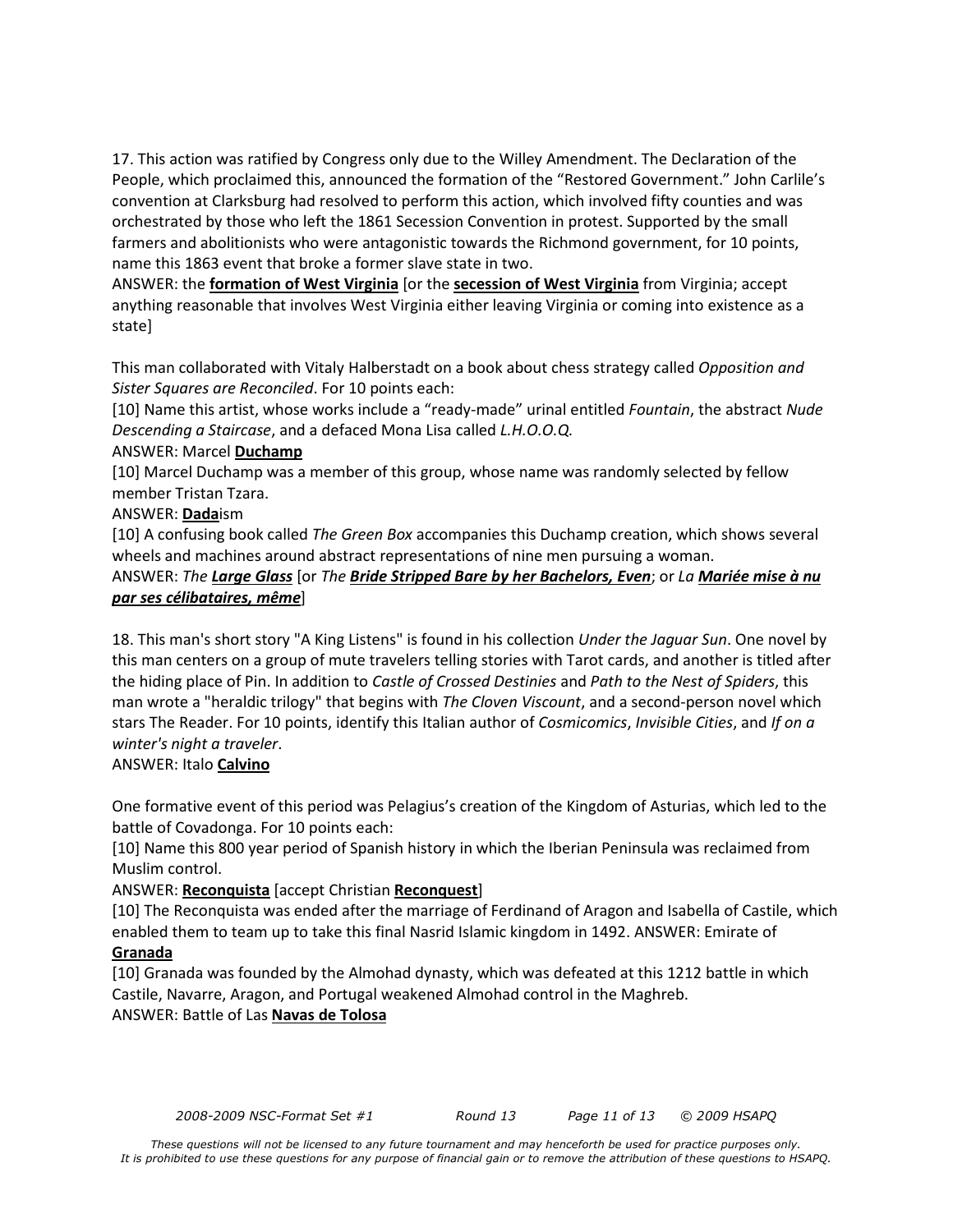17. This action was ratified by Congress only due to the Willey Amendment. The Declaration of the People, which proclaimed this, announced the formation of the "Restored Government." John Carlile's convention at Clarksburg had resolved to perform this action, which involved fifty counties and was orchestrated by those who left the 1861 Secession Convention in protest. Supported by the small farmers and abolitionists who were antagonistic towards the Richmond government, for 10 points, name this 1863 event that broke a former slave state in two.

ANSWER: the **formation of West Virginia** [or the **secession of West Virginia** from Virginia; accept anything reasonable that involves West Virginia either leaving Virginia or coming into existence as a state]

This man collaborated with Vitaly Halberstadt on a book about chess strategy called *Opposition and Sister Squares are Reconciled*. For 10 points each:

[10] Name this artist, whose works include a "ready-made" urinal entitled *Fountain*, the abstract *Nude Descending a Staircase*, and a defaced Mona Lisa called *L.H.O.O.Q.*

ANSWER: Marcel **Duchamp**

[10] Marcel Duchamp was a member of this group, whose name was randomly selected by fellow member Tristan Tzara.

ANSWER: **Dada**ism

[10] A confusing book called *The Green Box* accompanies this Duchamp creation, which shows several wheels and machines around abstract representations of nine men pursuing a woman.

ANSWER: *The **Large Glass*** [or *The **Bride Stripped Bare by her Bachelors, Even***; or *La **Mariée mise à nu par ses célibataires, même***]

18. This man's short story "A King Listens" is found in his collection *Under the Jaguar Sun*. One novel by this man centers on a group of mute travelers telling stories with Tarot cards, and another is titled after the hiding place of Pin. In addition to *Castle of Crossed Destinies* and *Path to the Nest of Spiders*, this man wrote a "heraldic trilogy" that begins with *The Cloven Viscount*, and a second-person novel which stars The Reader. For 10 points, identify this Italian author of *Cosmicomics*, *Invisible Cities*, and *If on a winter's night a traveler*.

ANSWER: Italo **Calvino**

One formative event of this period was Pelagius's creation of the Kingdom of Asturias, which led to the battle of Covadonga. For 10 points each:

[10] Name this 800 year period of Spanish history in which the Iberian Peninsula was reclaimed from Muslim control.

ANSWER: **Reconquista** [accept Christian **Reconquest**]

[10] The Reconquista was ended after the marriage of Ferdinand of Aragon and Isabella of Castile, which enabled them to team up to take this final Nasrid Islamic kingdom in 1492. ANSWER: Emirate of **Granada**

[10] Granada was founded by the Almohad dynasty, which was defeated at this 1212 battle in which Castile, Navarre, Aragon, and Portugal weakened Almohad control in the Maghreb.

ANSWER: Battle of Las **Navas de Tolosa**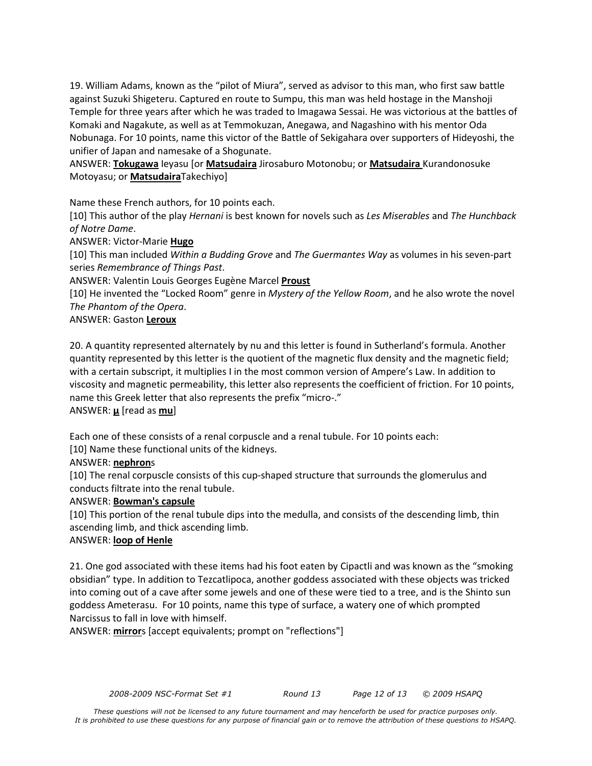19. William Adams, known as the "pilot of Miura", served as advisor to this man, who first saw battle against Suzuki Shigeteru. Captured en route to Sumpu, this man was held hostage in the Manshoji Temple for three years after which he was traded to Imagawa Sessai. He was victorious at the battles of Komaki and Nagakute, as well as at Temmokuzan, Anegawa, and Nagashino with his mentor Oda Nobunaga. For 10 points, name this victor of the Battle of Sekigahara over supporters of Hideyoshi, the unifier of Japan and namesake of a Shogunate.

ANSWER: **Tokugawa** Ieyasu [or **Matsudaira** Jirosaburo Motonobu; or **Matsudaira** Kurandonosuke Motoyasu; or **Matsudaira**Takechiyo]

Name these French authors, for 10 points each.

[10] This author of the play *Hernani* is best known for novels such as *Les Miserables* and *The Hunchback of Notre Dame*.

ANSWER: Victor-Marie **Hugo**

[10] This man included *Within a Budding Grove* and *The Guermantes Way* as volumes in his seven-part series *Remembrance of Things Past*.

ANSWER: Valentin Louis Georges Eugène Marcel **Proust**

[10] He invented the "Locked Room" genre in *Mystery of the Yellow Room*, and he also wrote the novel *The Phantom of the Opera*.

ANSWER: Gaston **Leroux**

20. A quantity represented alternately by nu and this letter is found in Sutherland's formula. Another quantity represented by this letter is the quotient of the magnetic flux density and the magnetic field; with a certain subscript, it multiplies I in the most common version of Ampere's Law. In addition to viscosity and magnetic permeability, this letter also represents the coefficient of friction. For 10 points, name this Greek letter that also represents the prefix "micro-."

ANSWER: **μ** [read as **mu**]

Each one of these consists of a renal corpuscle and a renal tubule. For 10 points each:

[10] Name these functional units of the kidneys.

ANSWER: **nephron**s

[10] The renal corpuscle consists of this cup-shaped structure that surrounds the glomerulus and conducts filtrate into the renal tubule.

ANSWER: **Bowman's capsule**

[10] This portion of the renal tubule dips into the medulla, and consists of the descending limb, thin ascending limb, and thick ascending limb.

ANSWER: **loop of Henle**

21. One god associated with these items had his foot eaten by Cipactli and was known as the "smoking obsidian" type. In addition to Tezcatlipoca, another goddess associated with these objects was tricked into coming out of a cave after some jewels and one of these were tied to a tree, and is the Shinto sun goddess Ameterasu. For 10 points, name this type of surface, a watery one of which prompted Narcissus to fall in love with himself.

ANSWER: **mirror**s [accept equivalents; prompt on "reflections"]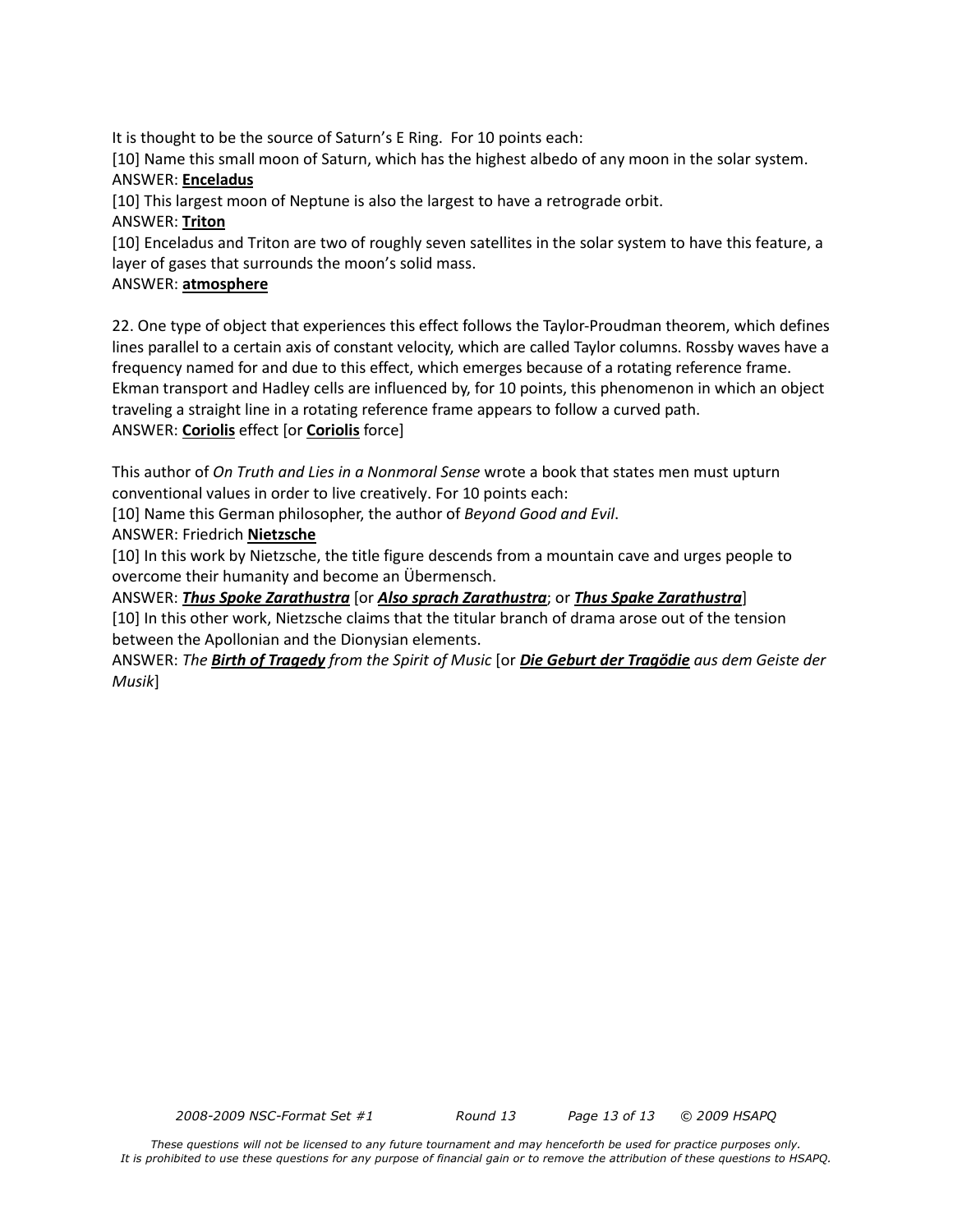It is thought to be the source of Saturn's E Ring. For 10 points each:

[10] Name this small moon of Saturn, which has the highest albedo of any moon in the solar system.

ANSWER: **Enceladus**

[10] This largest moon of Neptune is also the largest to have a retrograde orbit.

ANSWER: **Triton**

[10] Enceladus and Triton are two of roughly seven satellites in the solar system to have this feature, a layer of gases that surrounds the moon's solid mass.

ANSWER: **atmosphere**

22. One type of object that experiences this effect follows the Taylor-Proudman theorem, which defines lines parallel to a certain axis of constant velocity, which are called Taylor columns. Rossby waves have a frequency named for and due to this effect, which emerges because of a rotating reference frame. Ekman transport and Hadley cells are influenced by, for 10 points, this phenomenon in which an object traveling a straight line in a rotating reference frame appears to follow a curved path.

ANSWER: **Coriolis** effect [or **Coriolis** force]

This author of *On Truth and Lies in a Nonmoral Sense* wrote a book that states men must upturn conventional values in order to live creatively. For 10 points each:

[10] Name this German philosopher, the author of *Beyond Good and Evil*.

ANSWER: Friedrich **Nietzsche**

[10] In this work by Nietzsche, the title figure descends from a mountain cave and urges people to overcome their humanity and become an Übermensch.

ANSWER: ***Thus Spoke Zarathustra*** [or ***Also sprach Zarathustra***; or ***Thus Spake Zarathustra***]

[10] In this other work, Nietzsche claims that the titular branch of drama arose out of the tension between the Apollonian and the Dionysian elements.

ANSWER: *The **Birth of Tragedy** from the Spirit of Music* [or ***Die Geburt der Tragödie** aus dem Geiste der Musik*]

*These questions will not be licensed to any future tournament and may henceforth be used for practice purposes only. It is prohibited to use these questions for any purpose of financial gain or to remove the attribution of these questions to HSAPQ.*